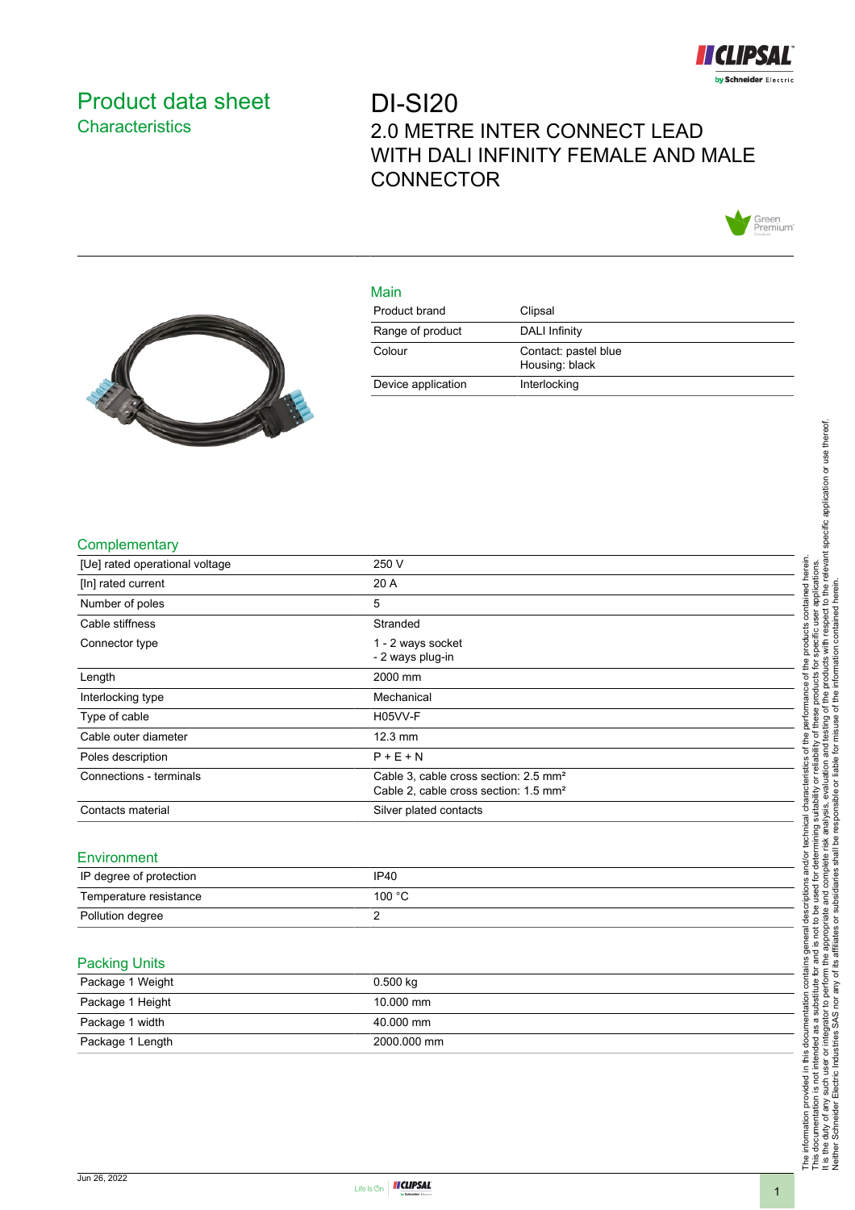# Product data sheet
## Characteristics

# DI-SI20
## 2.0 METRE INTER CONNECT LEAD WITH DALI INFINITY FEMALE AND MALE CONNECTOR

### Main

| | |
|---|---|
| Product brand | Clipsal |
| Range of product | DALI Infinity |
| Colour | Contact: pastel blue<br>Housing: black |
| Device application | Interlocking |

### Complementary

| | |
|---|---|
| [Ue] rated operational voltage | 250 V |
| [In] rated current | 20 A |
| Number of poles | 5 |
| Cable stiffness | Stranded |
| Connector type | 1 - 2 ways socket<br>- 2 ways plug-in |
| Length | 2000 mm |
| Interlocking type | Mechanical |
| Type of cable | H05VV-F |
| Cable outer diameter | 12.3 mm |
| Poles description | P + E + N |
| Connections - terminals | Cable 3, cable cross section: 2.5 mm²<br>Cable 2, cable cross section: 1.5 mm² |
| Contacts material | Silver plated contacts |

### Environment

| | |
|---|---|
| IP degree of protection | IP40 |
| Temperature resistance | 100 °C |
| Pollution degree | 2 |

### Packing Units

| | |
|---|---|
| Package 1 Weight | 0.500 kg |
| Package 1 Height | 10.000 mm |
| Package 1 width | 40.000 mm |
| Package 1 Length | 2000.000 mm |

The information provided in this documentation contains general descriptions and/or technical characteristics of the performance of the products contained herein. This documentation is not intended as a substitute for and is not to be used for determining suitability or reliability of these products for specific user applications. It is the duty of any such user or integrator to perform the appropriate and complete risk analysis, evaluation and testing of the products with respect to the relevant specific application or use thereof. Neither Schneider Electric Industries SAS nor any of its affiliates or subsidiaries shall be responsible or liable for misuse of the information contained herein.

Jun 26, 2022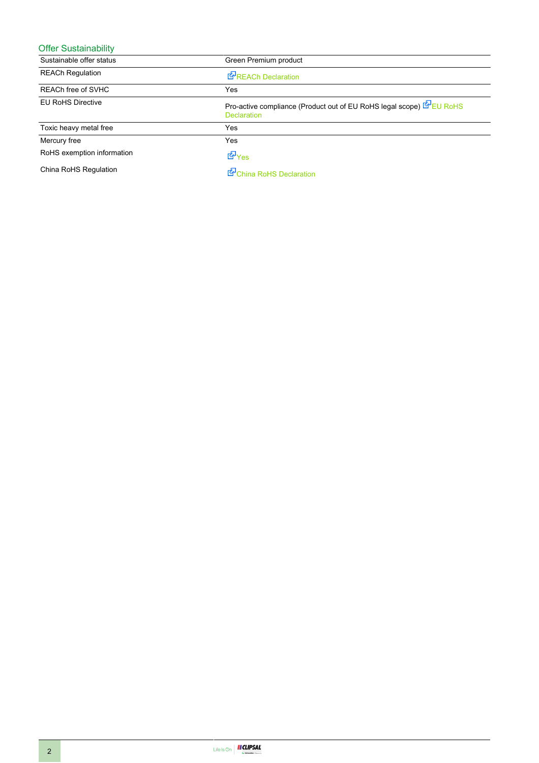## Offer Sustainability

| | |
|---|---|
| Sustainable offer status | Green Premium product |
| REACh Regulation | REACh Declaration |
| REACh free of SVHC | Yes |
| EU RoHS Directive | Pro-active compliance (Product out of EU RoHS legal scope) EU RoHS Declaration |
| Toxic heavy metal free | Yes |
| Mercury free | Yes |
| RoHS exemption information | Yes |
| China RoHS Regulation | China RoHS Declaration |